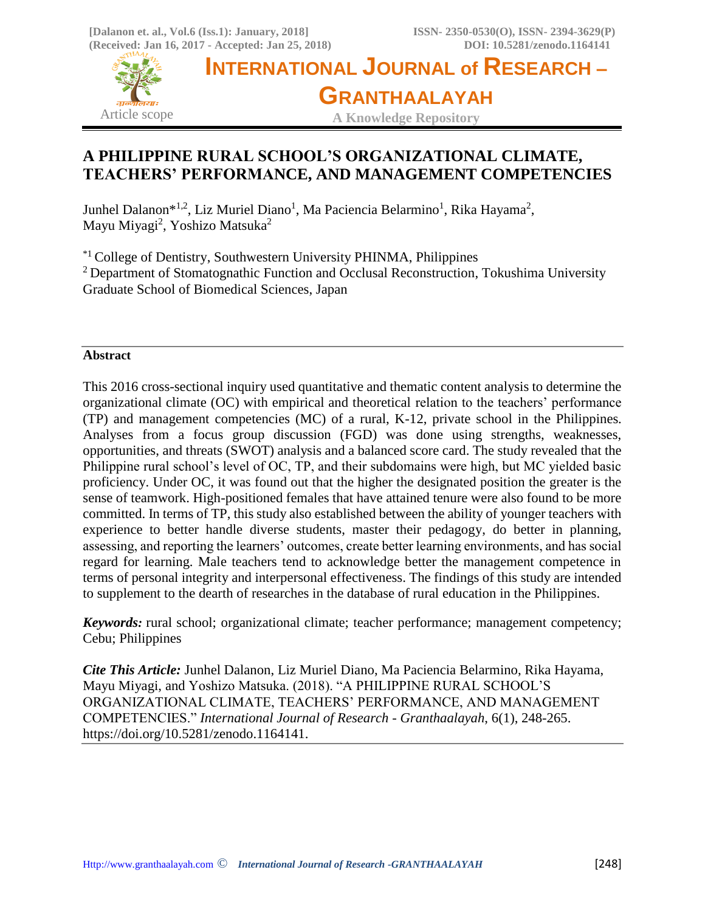# A PHILIPPINE RURAL SCHOOL'S ORGANIZATIONAL CLIMATE, TEACHERS' PERFORMANCE, AND MANAGEMENT COMPETENCIES

Junhel Dalanon*[1,2], Liz Muriel Diano[1], Ma Paciencia Belarmino[1], Rika Hayama[2], Mayu Miyagi[2], Yoshizo Matsuka[2]

[*1] College of Dentistry, Southwestern University PHINMA, Philippines
[2] Department of Stomatognathic Function and Occlusal Reconstruction, Tokushima University Graduate School of Biomedical Sciences, Japan

## Abstract

This 2016 cross-sectional inquiry used quantitative and thematic content analysis to determine the organizational climate (OC) with empirical and theoretical relation to the teachers' performance (TP) and management competencies (MC) of a rural, K-12, private school in the Philippines. Analyses from a focus group discussion (FGD) was done using strengths, weaknesses, opportunities, and threats (SWOT) analysis and a balanced score card. The study revealed that the Philippine rural school's level of OC, TP, and their subdomains were high, but MC yielded basic proficiency. Under OC, it was found out that the higher the designated position the greater is the sense of teamwork. High-positioned females that have attained tenure were also found to be more committed. In terms of TP, this study also established between the ability of younger teachers with experience to better handle diverse students, master their pedagogy, do better in planning, assessing, and reporting the learners' outcomes, create better learning environments, and has social regard for learning. Male teachers tend to acknowledge better the management competence in terms of personal integrity and interpersonal effectiveness. The findings of this study are intended to supplement to the dearth of researches in the database of rural education in the Philippines.

***Keywords:*** rural school; organizational climate; teacher performance; management competency; Cebu; Philippines

***Cite This Article:*** Junhel Dalanon, Liz Muriel Diano, Ma Paciencia Belarmino, Rika Hayama, Mayu Miyagi, and Yoshizo Matsuka. (2018). "A PHILIPPINE RURAL SCHOOL'S ORGANIZATIONAL CLIMATE, TEACHERS' PERFORMANCE, AND MANAGEMENT COMPETENCIES." *International Journal of Research - Granthaalayah*, 6(1), 248-265. https://doi.org/10.5281/zenodo.1164141.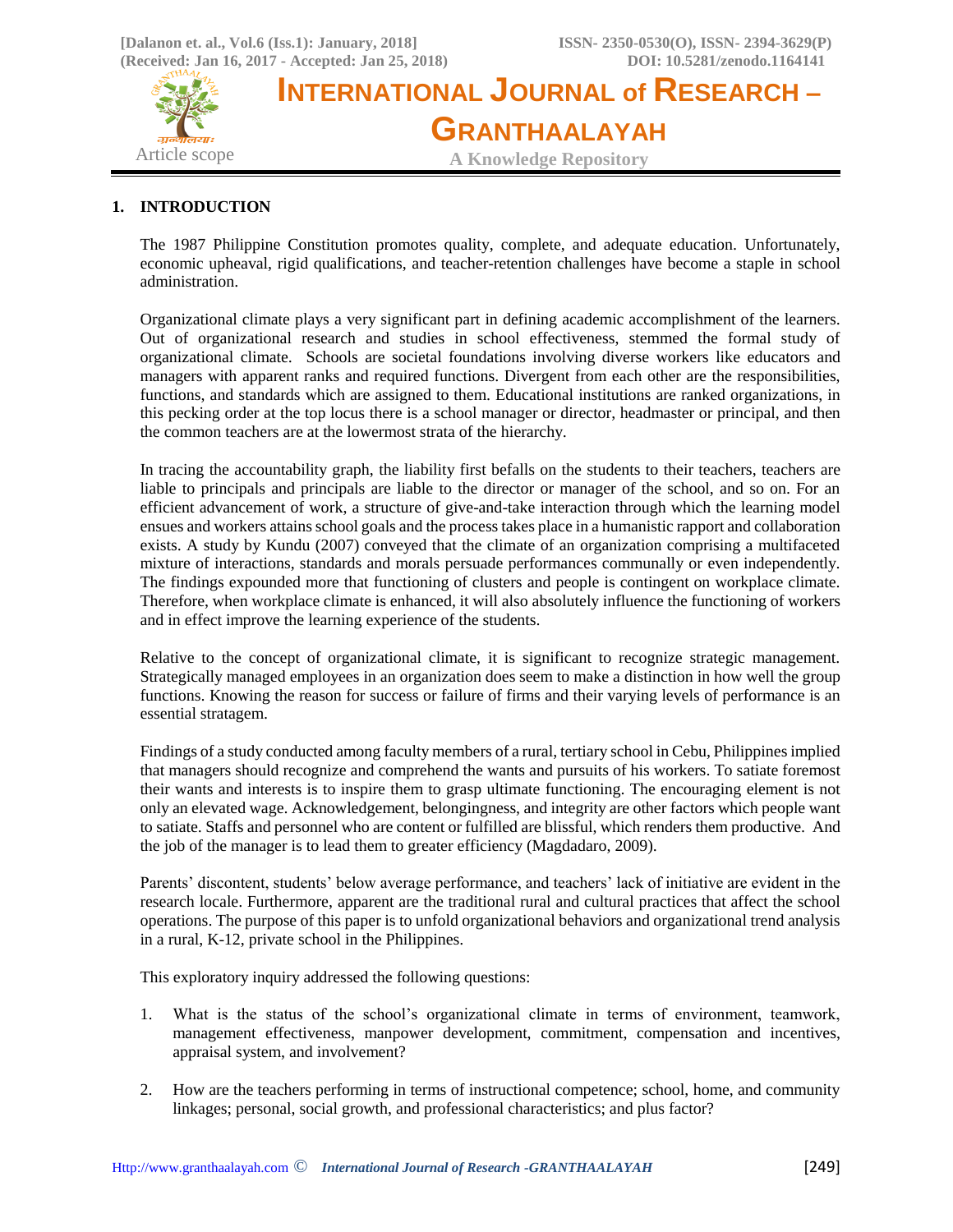## 1. INTRODUCTION

The 1987 Philippine Constitution promotes quality, complete, and adequate education. Unfortunately, economic upheaval, rigid qualifications, and teacher-retention challenges have become a staple in school administration.

Organizational climate plays a very significant part in defining academic accomplishment of the learners. Out of organizational research and studies in school effectiveness, stemmed the formal study of organizational climate. Schools are societal foundations involving diverse workers like educators and managers with apparent ranks and required functions. Divergent from each other are the responsibilities, functions, and standards which are assigned to them. Educational institutions are ranked organizations, in this pecking order at the top locus there is a school manager or director, headmaster or principal, and then the common teachers are at the lowermost strata of the hierarchy.

In tracing the accountability graph, the liability first befalls on the students to their teachers, teachers are liable to principals and principals are liable to the director or manager of the school, and so on. For an efficient advancement of work, a structure of give-and-take interaction through which the learning model ensues and workers attains school goals and the process takes place in a humanistic rapport and collaboration exists. A study by Kundu (2007) conveyed that the climate of an organization comprising a multifaceted mixture of interactions, standards and morals persuade performances communally or even independently. The findings expounded more that functioning of clusters and people is contingent on workplace climate. Therefore, when workplace climate is enhanced, it will also absolutely influence the functioning of workers and in effect improve the learning experience of the students.

Relative to the concept of organizational climate, it is significant to recognize strategic management. Strategically managed employees in an organization does seem to make a distinction in how well the group functions. Knowing the reason for success or failure of firms and their varying levels of performance is an essential stratagem.

Findings of a study conducted among faculty members of a rural, tertiary school in Cebu, Philippines implied that managers should recognize and comprehend the wants and pursuits of his workers. To satiate foremost their wants and interests is to inspire them to grasp ultimate functioning. The encouraging element is not only an elevated wage. Acknowledgement, belongingness, and integrity are other factors which people want to satiate. Staffs and personnel who are content or fulfilled are blissful, which renders them productive. And the job of the manager is to lead them to greater efficiency (Magdadaro, 2009).

Parents' discontent, students' below average performance, and teachers' lack of initiative are evident in the research locale. Furthermore, apparent are the traditional rural and cultural practices that affect the school operations. The purpose of this paper is to unfold organizational behaviors and organizational trend analysis in a rural, K-12, private school in the Philippines.

This exploratory inquiry addressed the following questions:

1. What is the status of the school's organizational climate in terms of environment, teamwork, management effectiveness, manpower development, commitment, compensation and incentives, appraisal system, and involvement?

2. How are the teachers performing in terms of instructional competence; school, home, and community linkages; personal, social growth, and professional characteristics; and plus factor?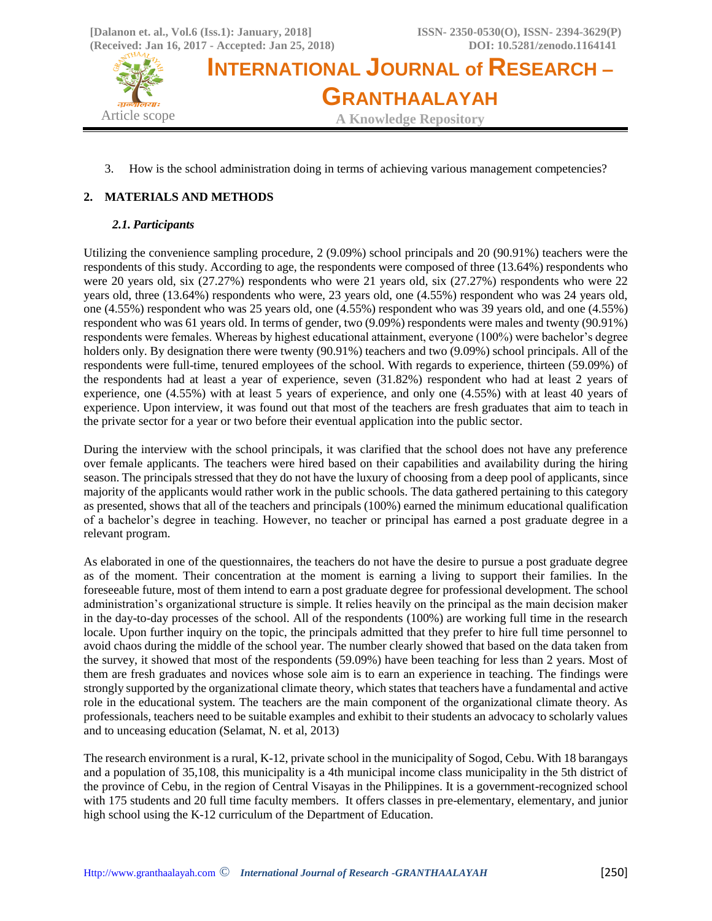3. How is the school administration doing in terms of achieving various management competencies?

## 2. MATERIALS AND METHODS

### *2.1. Participants*

Utilizing the convenience sampling procedure, 2 (9.09%) school principals and 20 (90.91%) teachers were the respondents of this study. According to age, the respondents were composed of three (13.64%) respondents who were 20 years old, six (27.27%) respondents who were 21 years old, six (27.27%) respondents who were 22 years old, three (13.64%) respondents who were, 23 years old, one (4.55%) respondent who was 24 years old, one (4.55%) respondent who was 25 years old, one (4.55%) respondent who was 39 years old, and one (4.55%) respondent who was 61 years old. In terms of gender, two (9.09%) respondents were males and twenty (90.91%) respondents were females. Whereas by highest educational attainment, everyone (100%) were bachelor's degree holders only. By designation there were twenty (90.91%) teachers and two (9.09%) school principals. All of the respondents were full-time, tenured employees of the school. With regards to experience, thirteen (59.09%) of the respondents had at least a year of experience, seven (31.82%) respondent who had at least 2 years of experience, one (4.55%) with at least 5 years of experience, and only one (4.55%) with at least 40 years of experience. Upon interview, it was found out that most of the teachers are fresh graduates that aim to teach in the private sector for a year or two before their eventual application into the public sector.

During the interview with the school principals, it was clarified that the school does not have any preference over female applicants. The teachers were hired based on their capabilities and availability during the hiring season. The principals stressed that they do not have the luxury of choosing from a deep pool of applicants, since majority of the applicants would rather work in the public schools. The data gathered pertaining to this category as presented, shows that all of the teachers and principals (100%) earned the minimum educational qualification of a bachelor's degree in teaching. However, no teacher or principal has earned a post graduate degree in a relevant program.

As elaborated in one of the questionnaires, the teachers do not have the desire to pursue a post graduate degree as of the moment. Their concentration at the moment is earning a living to support their families. In the foreseeable future, most of them intend to earn a post graduate degree for professional development. The school administration's organizational structure is simple. It relies heavily on the principal as the main decision maker in the day-to-day processes of the school. All of the respondents (100%) are working full time in the research locale. Upon further inquiry on the topic, the principals admitted that they prefer to hire full time personnel to avoid chaos during the middle of the school year. The number clearly showed that based on the data taken from the survey, it showed that most of the respondents (59.09%) have been teaching for less than 2 years. Most of them are fresh graduates and novices whose sole aim is to earn an experience in teaching. The findings were strongly supported by the organizational climate theory, which states that teachers have a fundamental and active role in the educational system. The teachers are the main component of the organizational climate theory. As professionals, teachers need to be suitable examples and exhibit to their students an advocacy to scholarly values and to unceasing education (Selamat, N. et al, 2013)

The research environment is a rural, K-12, private school in the municipality of Sogod, Cebu. With 18 barangays and a population of 35,108, this municipality is a 4th municipal income class municipality in the 5th district of the province of Cebu, in the region of Central Visayas in the Philippines. It is a government-recognized school with 175 students and 20 full time faculty members. It offers classes in pre-elementary, elementary, and junior high school using the K-12 curriculum of the Department of Education.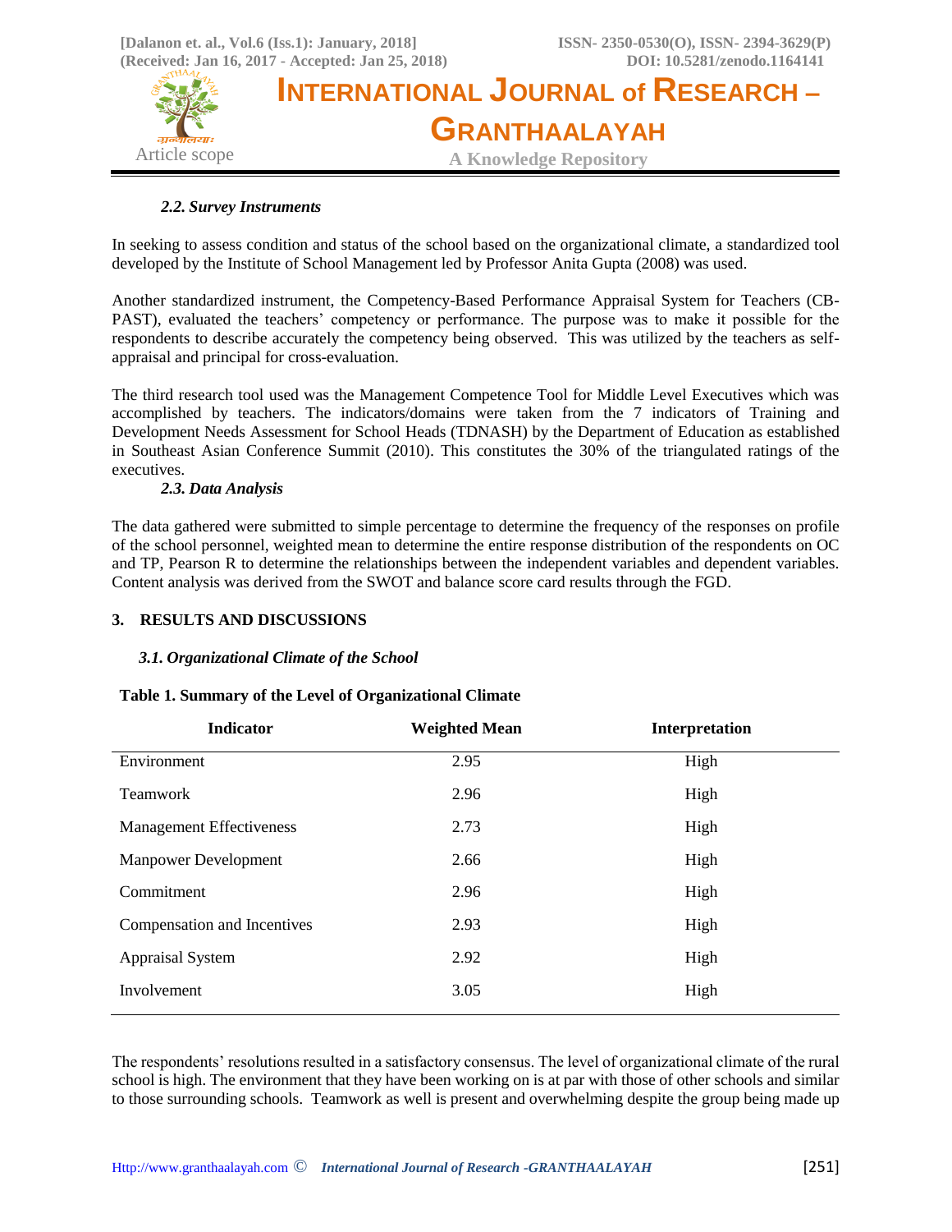### 2.2. Survey Instruments

In seeking to assess condition and status of the school based on the organizational climate, a standardized tool developed by the Institute of School Management led by Professor Anita Gupta (2008) was used.

Another standardized instrument, the Competency-Based Performance Appraisal System for Teachers (CB-PAST), evaluated the teachers' competency or performance. The purpose was to make it possible for the respondents to describe accurately the competency being observed. This was utilized by the teachers as self-appraisal and principal for cross-evaluation.

The third research tool used was the Management Competence Tool for Middle Level Executives which was accomplished by teachers. The indicators/domains were taken from the 7 indicators of Training and Development Needs Assessment for School Heads (TDNASH) by the Department of Education as established in Southeast Asian Conference Summit (2010). This constitutes the 30% of the triangulated ratings of the executives.

### 2.3. Data Analysis

The data gathered were submitted to simple percentage to determine the frequency of the responses on profile of the school personnel, weighted mean to determine the entire response distribution of the respondents on OC and TP, Pearson R to determine the relationships between the independent variables and dependent variables. Content analysis was derived from the SWOT and balance score card results through the FGD.

## 3. RESULTS AND DISCUSSIONS

### 3.1. Organizational Climate of the School

**Table 1. Summary of the Level of Organizational Climate**

| Indicator | Weighted Mean | Interpretation |
|---|---|---|
| Environment | 2.95 | High |
| Teamwork | 2.96 | High |
| Management Effectiveness | 2.73 | High |
| Manpower Development | 2.66 | High |
| Commitment | 2.96 | High |
| Compensation and Incentives | 2.93 | High |
| Appraisal System | 2.92 | High |
| Involvement | 3.05 | High |

The respondents' resolutions resulted in a satisfactory consensus. The level of organizational climate of the rural school is high. The environment that they have been working on is at par with those of other schools and similar to those surrounding schools. Teamwork as well is present and overwhelming despite the group being made up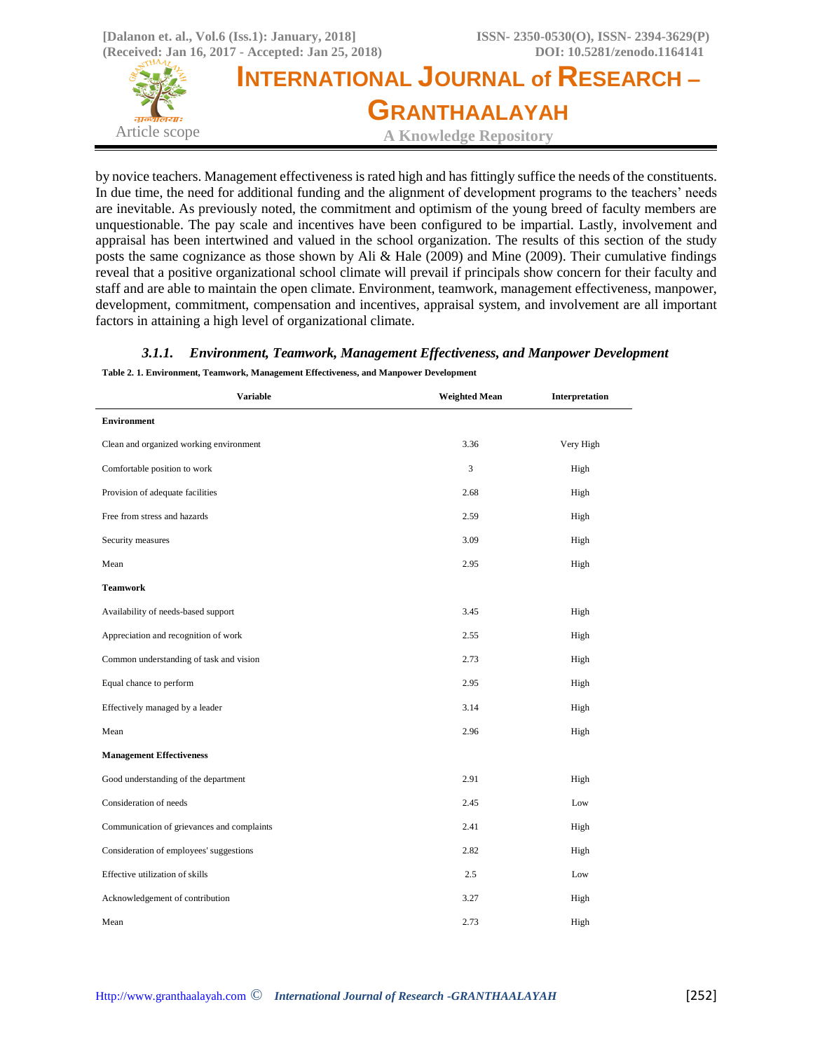by novice teachers. Management effectiveness is rated high and has fittingly suffice the needs of the constituents. In due time, the need for additional funding and the alignment of development programs to the teachers' needs are inevitable. As previously noted, the commitment and optimism of the young breed of faculty members are unquestionable. The pay scale and incentives have been configured to be impartial. Lastly, involvement and appraisal has been intertwined and valued in the school organization. The results of this section of the study posts the same cognizance as those shown by Ali & Hale (2009) and Mine (2009). Their cumulative findings reveal that a positive organizational school climate will prevail if principals show concern for their faculty and staff and are able to maintain the open climate. Environment, teamwork, management effectiveness, manpower, development, commitment, compensation and incentives, appraisal system, and involvement are all important factors in attaining a high level of organizational climate.

#### *3.1.1. Environment, Teamwork, Management Effectiveness, and Manpower Development*

**Table 2. 1. Environment, Teamwork, Management Effectiveness, and Manpower Development**

| Variable | Weighted Mean | Interpretation |
|---|---|---|
| **Environment** | | |
| Clean and organized working environment | 3.36 | Very High |
| Comfortable position to work | 3 | High |
| Provision of adequate facilities | 2.68 | High |
| Free from stress and hazards | 2.59 | High |
| Security measures | 3.09 | High |
| Mean | 2.95 | High |
| **Teamwork** | | |
| Availability of needs-based support | 3.45 | High |
| Appreciation and recognition of work | 2.55 | High |
| Common understanding of task and vision | 2.73 | High |
| Equal chance to perform | 2.95 | High |
| Effectively managed by a leader | 3.14 | High |
| Mean | 2.96 | High |
| **Management Effectiveness** | | |
| Good understanding of the department | 2.91 | High |
| Consideration of needs | 2.45 | Low |
| Communication of grievances and complaints | 2.41 | High |
| Consideration of employees' suggestions | 2.82 | High |
| Effective utilization of skills | 2.5 | Low |
| Acknowledgement of contribution | 3.27 | High |
| Mean | 2.73 | High |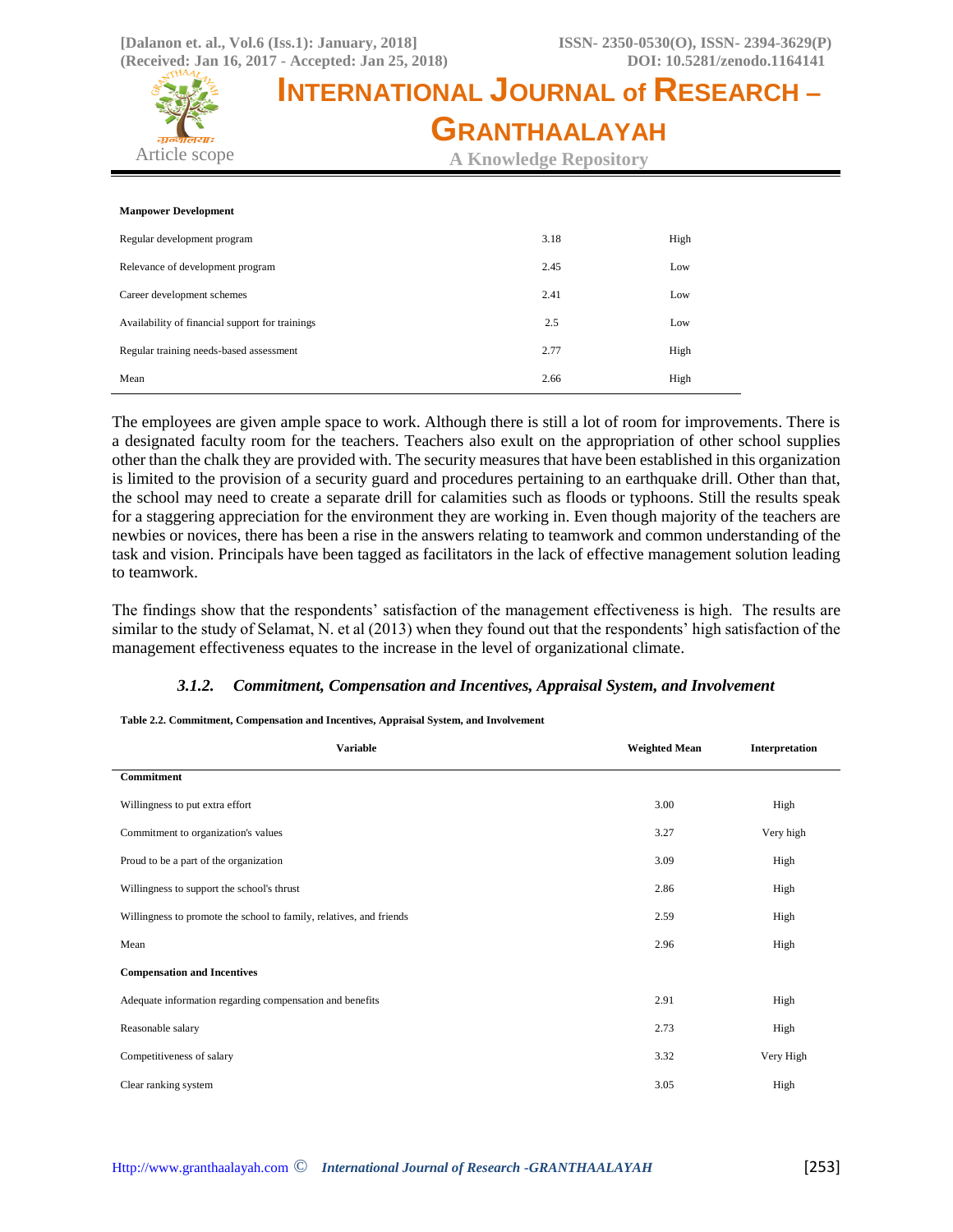| | | |
|---|---|---|
| **Manpower Development** | | |
| Regular development program | 3.18 | High |
| Relevance of development program | 2.45 | Low |
| Career development schemes | 2.41 | Low |
| Availability of financial support for trainings | 2.5 | Low |
| Regular training needs-based assessment | 2.77 | High |
| Mean | 2.66 | High |

The employees are given ample space to work. Although there is still a lot of room for improvements. There is a designated faculty room for the teachers. Teachers also exult on the appropriation of other school supplies other than the chalk they are provided with. The security measures that have been established in this organization is limited to the provision of a security guard and procedures pertaining to an earthquake drill. Other than that, the school may need to create a separate drill for calamities such as floods or typhoons. Still the results speak for a staggering appreciation for the environment they are working in. Even though majority of the teachers are newbies or novices, there has been a rise in the answers relating to teamwork and common understanding of the task and vision. Principals have been tagged as facilitators in the lack of effective management solution leading to teamwork.

The findings show that the respondents' satisfaction of the management effectiveness is high. The results are similar to the study of Selamat, N. et al (2013) when they found out that the respondents' high satisfaction of the management effectiveness equates to the increase in the level of organizational climate.

### *3.1.2. Commitment, Compensation and Incentives, Appraisal System, and Involvement*

**Table 2.2. Commitment, Compensation and Incentives, Appraisal System, and Involvement**

| Variable | Weighted Mean | Interpretation |
|---|---|---|
| **Commitment** | | |
| Willingness to put extra effort | 3.00 | High |
| Commitment to organization's values | 3.27 | Very high |
| Proud to be a part of the organization | 3.09 | High |
| Willingness to support the school's thrust | 2.86 | High |
| Willingness to promote the school to family, relatives, and friends | 2.59 | High |
| Mean | 2.96 | High |
| **Compensation and Incentives** | | |
| Adequate information regarding compensation and benefits | 2.91 | High |
| Reasonable salary | 2.73 | High |
| Competitiveness of salary | 3.32 | Very High |
| Clear ranking system | 3.05 | High |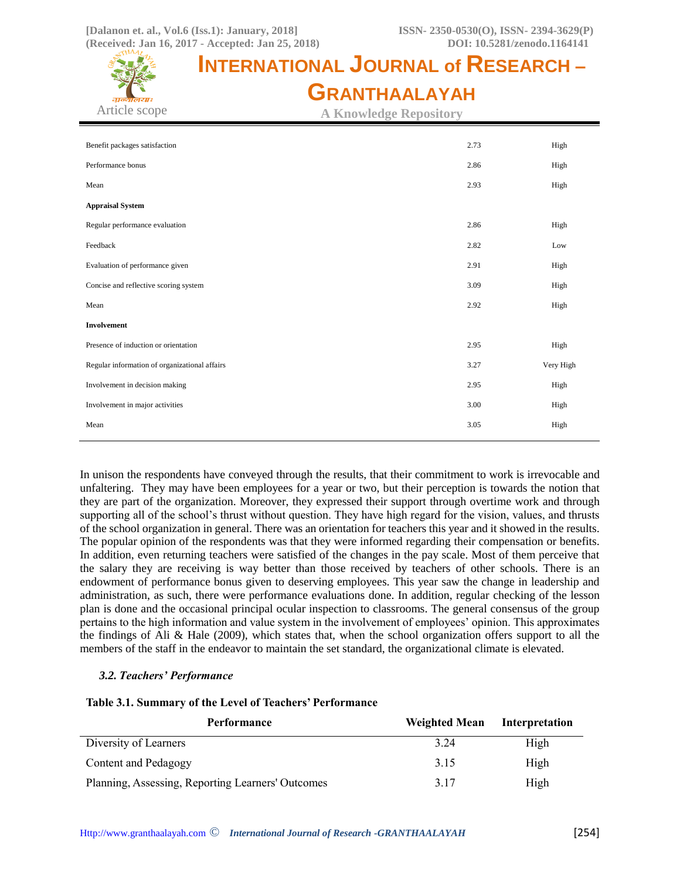| | | |
|---|---|---|
| Benefit packages satisfaction | 2.73 | High |
| Performance bonus | 2.86 | High |
| Mean | 2.93 | High |
| **Appraisal System** | | |
| Regular performance evaluation | 2.86 | High |
| Feedback | 2.82 | Low |
| Evaluation of performance given | 2.91 | High |
| Concise and reflective scoring system | 3.09 | High |
| Mean | 2.92 | High |
| **Involvement** | | |
| Presence of induction or orientation | 2.95 | High |
| Regular information of organizational affairs | 3.27 | Very High |
| Involvement in decision making | 2.95 | High |
| Involvement in major activities | 3.00 | High |
| Mean | 3.05 | High |

In unison the respondents have conveyed through the results, that their commitment to work is irrevocable and unfaltering. They may have been employees for a year or two, but their perception is towards the notion that they are part of the organization. Moreover, they expressed their support through overtime work and through supporting all of the school's thrust without question. They have high regard for the vision, values, and thrusts of the school organization in general. There was an orientation for teachers this year and it showed in the results. The popular opinion of the respondents was that they were informed regarding their compensation or benefits. In addition, even returning teachers were satisfied of the changes in the pay scale. Most of them perceive that the salary they are receiving is way better than those received by teachers of other schools. There is an endowment of performance bonus given to deserving employees. This year saw the change in leadership and administration, as such, there were performance evaluations done. In addition, regular checking of the lesson plan is done and the occasional principal ocular inspection to classrooms. The general consensus of the group pertains to the high information and value system in the involvement of employees' opinion. This approximates the findings of Ali & Hale (2009), which states that, when the school organization offers support to all the members of the staff in the endeavor to maintain the set standard, the organizational climate is elevated.

### *3.2. Teachers' Performance*

**Table 3.1. Summary of the Level of Teachers' Performance**

| Performance | Weighted Mean | Interpretation |
|---|---|---|
| Diversity of Learners | 3.24 | High |
| Content and Pedagogy | 3.15 | High |
| Planning, Assessing, Reporting Learners' Outcomes | 3.17 | High |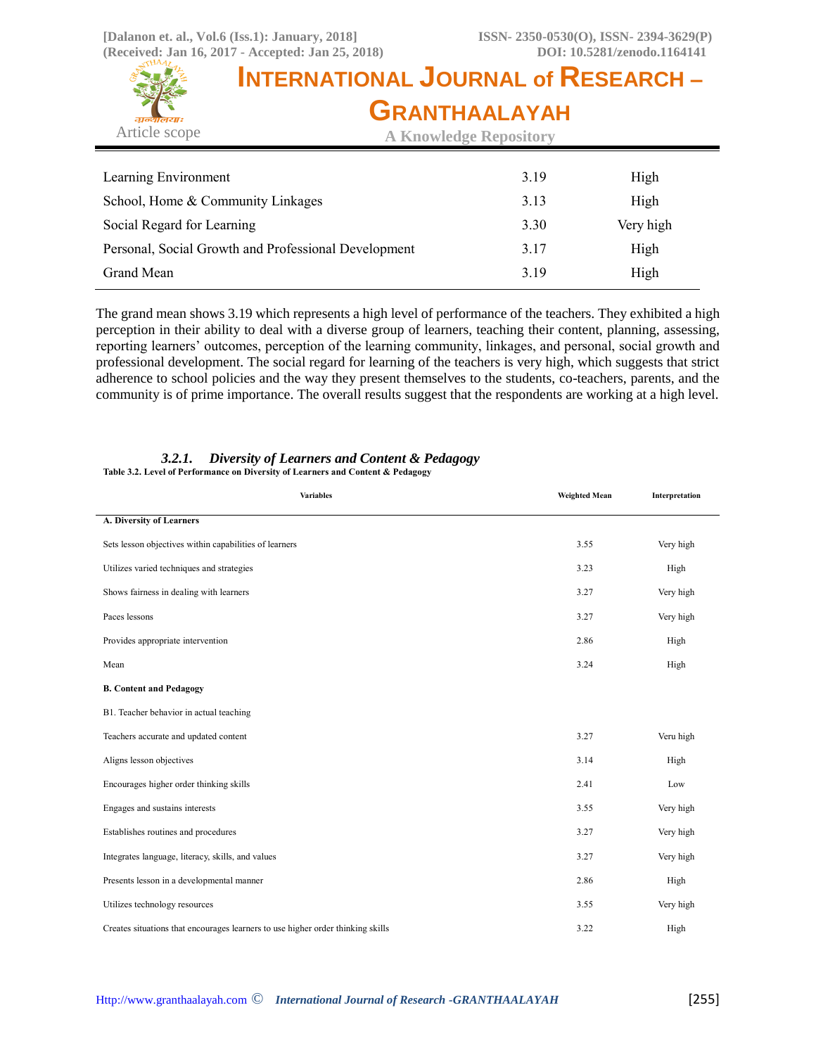| | | |
|---|---|---|
| Learning Environment | 3.19 | High |
| School, Home & Community Linkages | 3.13 | High |
| Social Regard for Learning | 3.30 | Very high |
| Personal, Social Growth and Professional Development | 3.17 | High |
| Grand Mean | 3.19 | High |

The grand mean shows 3.19 which represents a high level of performance of the teachers. They exhibited a high perception in their ability to deal with a diverse group of learners, teaching their content, planning, assessing, reporting learners' outcomes, perception of the learning community, linkages, and personal, social growth and professional development. The social regard for learning of the teachers is very high, which suggests that strict adherence to school policies and the way they present themselves to the students, co-teachers, parents, and the community is of prime importance. The overall results suggest that the respondents are working at a high level.

### *3.2.1. Diversity of Learners and Content & Pedagogy*

**Table 3.2. Level of Performance on Diversity of Learners and Content & Pedagogy**

| Variables | Weighted Mean | Interpretation |
|---|---|---|
| **A. Diversity of Learners** | | |
| Sets lesson objectives within capabilities of learners | 3.55 | Very high |
| Utilizes varied techniques and strategies | 3.23 | High |
| Shows fairness in dealing with learners | 3.27 | Very high |
| Paces lessons | 3.27 | Very high |
| Provides appropriate intervention | 2.86 | High |
| Mean | 3.24 | High |
| **B. Content and Pedagogy** | | |
| B1. Teacher behavior in actual teaching | | |
| Teachers accurate and updated content | 3.27 | Veru high |
| Aligns lesson objectives | 3.14 | High |
| Encourages higher order thinking skills | 2.41 | Low |
| Engages and sustains interests | 3.55 | Very high |
| Establishes routines and procedures | 3.27 | Very high |
| Integrates language, literacy, skills, and values | 3.27 | Very high |
| Presents lesson in a developmental manner | 2.86 | High |
| Utilizes technology resources | 3.55 | Very high |
| Creates situations that encourages learners to use higher order thinking skills | 3.22 | High |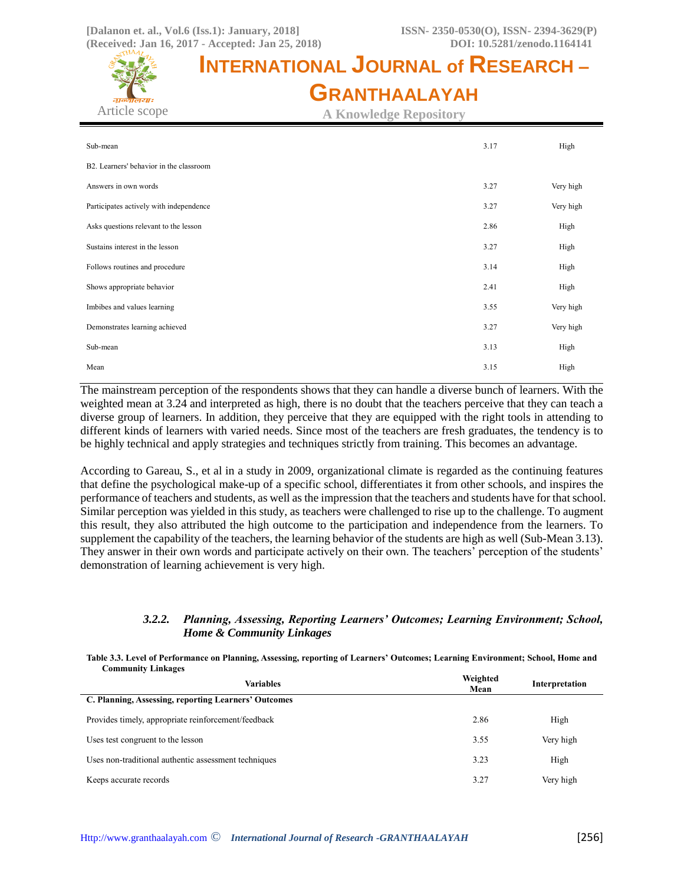| | | |
|---|---|---|
| Sub-mean | 3.17 | High |
| B2. Learners' behavior in the classroom | | |
| Answers in own words | 3.27 | Very high |
| Participates actively with independence | 3.27 | Very high |
| Asks questions relevant to the lesson | 2.86 | High |
| Sustains interest in the lesson | 3.27 | High |
| Follows routines and procedure | 3.14 | High |
| Shows appropriate behavior | 2.41 | High |
| Imbibes and values learning | 3.55 | Very high |
| Demonstrates learning achieved | 3.27 | Very high |
| Sub-mean | 3.13 | High |
| Mean | 3.15 | High |

The mainstream perception of the respondents shows that they can handle a diverse bunch of learners. With the weighted mean at 3.24 and interpreted as high, there is no doubt that the teachers perceive that they can teach a diverse group of learners. In addition, they perceive that they are equipped with the right tools in attending to different kinds of learners with varied needs. Since most of the teachers are fresh graduates, the tendency is to be highly technical and apply strategies and techniques strictly from training. This becomes an advantage.

According to Gareau, S., et al in a study in 2009, organizational climate is regarded as the continuing features that define the psychological make-up of a specific school, differentiates it from other schools, and inspires the performance of teachers and students, as well as the impression that the teachers and students have for that school. Similar perception was yielded in this study, as teachers were challenged to rise up to the challenge. To augment this result, they also attributed the high outcome to the participation and independence from the learners. To supplement the capability of the teachers, the learning behavior of the students are high as well (Sub-Mean 3.13). They answer in their own words and participate actively on their own. The teachers' perception of the students' demonstration of learning achievement is very high.

### *3.2.2. Planning, Assessing, Reporting Learners' Outcomes; Learning Environment; School, Home & Community Linkages*

**Table 3.3. Level of Performance on Planning, Assessing, reporting of Learners' Outcomes; Learning Environment; School, Home and Community Linkages**

| Variables | Weighted Mean | Interpretation |
|---|---|---|
| **C. Planning, Assessing, reporting Learners' Outcomes** | | |
| Provides timely, appropriate reinforcement/feedback | 2.86 | High |
| Uses test congruent to the lesson | 3.55 | Very high |
| Uses non-traditional authentic assessment techniques | 3.23 | High |
| Keeps accurate records | 3.27 | Very high |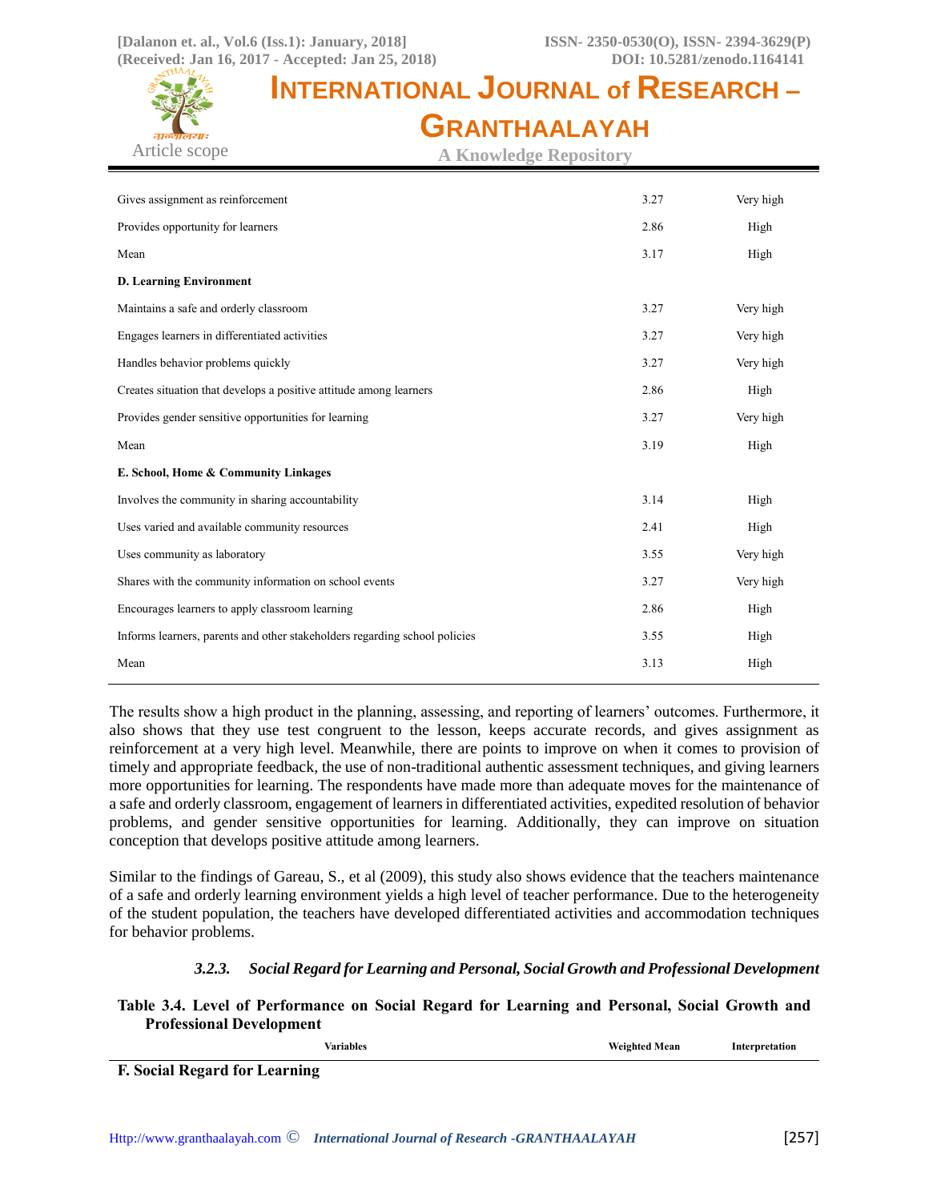| | | |
|---|---|---|
| Gives assignment as reinforcement | 3.27 | Very high |
| Provides opportunity for learners | 2.86 | High |
| Mean | 3.17 | High |
| **D. Learning Environment** | | |
| Maintains a safe and orderly classroom | 3.27 | Very high |
| Engages learners in differentiated activities | 3.27 | Very high |
| Handles behavior problems quickly | 3.27 | Very high |
| Creates situation that develops a positive attitude among learners | 2.86 | High |
| Provides gender sensitive opportunities for learning | 3.27 | Very high |
| Mean | 3.19 | High |
| **E. School, Home & Community Linkages** | | |
| Involves the community in sharing accountability | 3.14 | High |
| Uses varied and available community resources | 2.41 | High |
| Uses community as laboratory | 3.55 | Very high |
| Shares with the community information on school events | 3.27 | Very high |
| Encourages learners to apply classroom learning | 2.86 | High |
| Informs learners, parents and other stakeholders regarding school policies | 3.55 | High |
| Mean | 3.13 | High |

The results show a high product in the planning, assessing, and reporting of learners' outcomes. Furthermore, it also shows that they use test congruent to the lesson, keeps accurate records, and gives assignment as reinforcement at a very high level. Meanwhile, there are points to improve on when it comes to provision of timely and appropriate feedback, the use of non-traditional authentic assessment techniques, and giving learners more opportunities for learning. The respondents have made more than adequate moves for the maintenance of a safe and orderly classroom, engagement of learners in differentiated activities, expedited resolution of behavior problems, and gender sensitive opportunities for learning. Additionally, they can improve on situation conception that develops positive attitude among learners.

Similar to the findings of Gareau, S., et al (2009), this study also shows evidence that the teachers maintenance of a safe and orderly learning environment yields a high level of teacher performance. Due to the heterogeneity of the student population, the teachers have developed differentiated activities and accommodation techniques for behavior problems.

#### *3.2.3. Social Regard for Learning and Personal, Social Growth and Professional Development*

**Table 3.4. Level of Performance on Social Regard for Learning and Personal, Social Growth and Professional Development**

| Variables | Weighted Mean | Interpretation |
|---|---|---|
| **F. Social Regard for Learning** | | |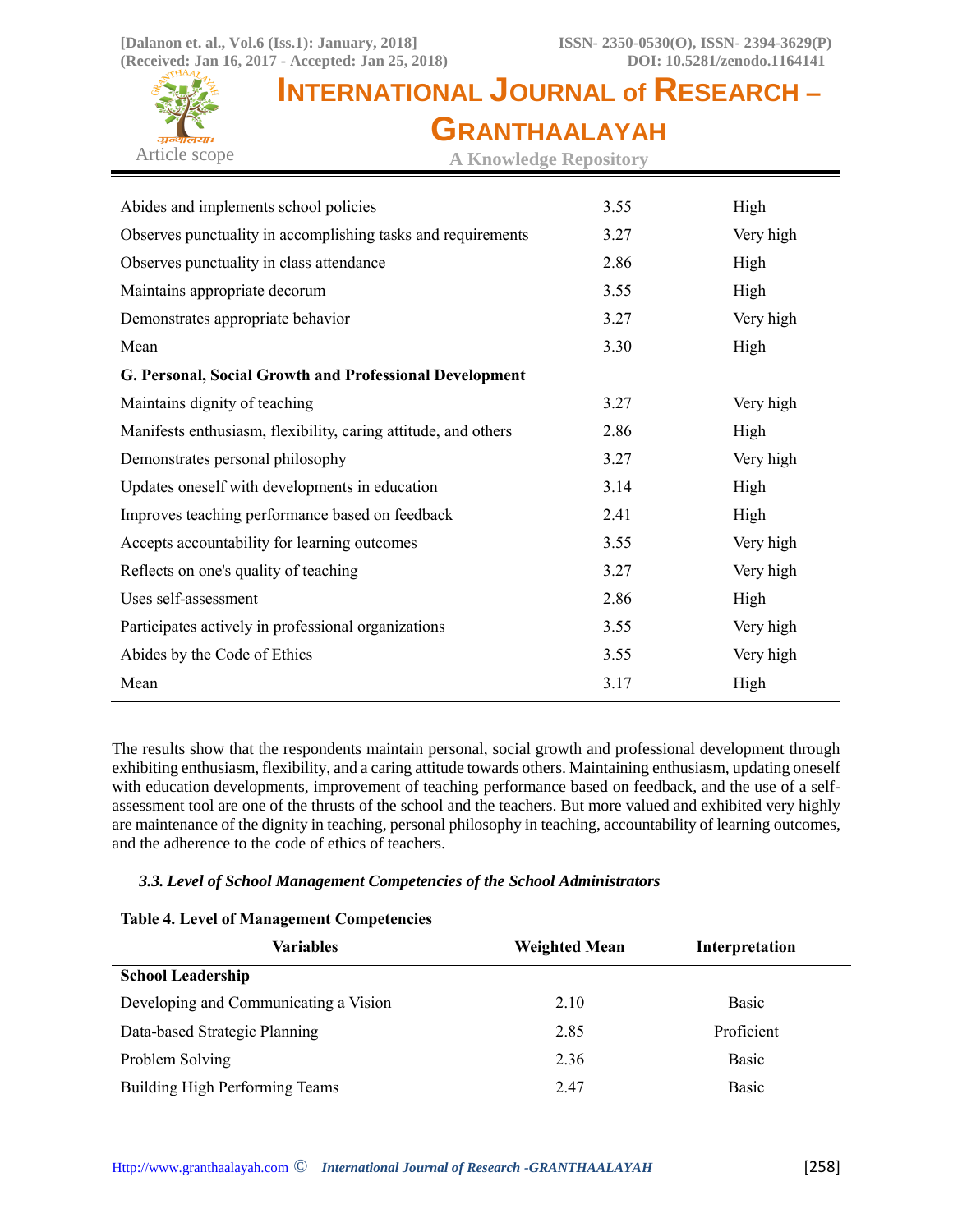| | | |
|---|---|---|
| Abides and implements school policies | 3.55 | High |
| Observes punctuality in accomplishing tasks and requirements | 3.27 | Very high |
| Observes punctuality in class attendance | 2.86 | High |
| Maintains appropriate decorum | 3.55 | High |
| Demonstrates appropriate behavior | 3.27 | Very high |
| Mean | 3.30 | High |
| **G. Personal, Social Growth and Professional Development** | | |
| Maintains dignity of teaching | 3.27 | Very high |
| Manifests enthusiasm, flexibility, caring attitude, and others | 2.86 | High |
| Demonstrates personal philosophy | 3.27 | Very high |
| Updates oneself with developments in education | 3.14 | High |
| Improves teaching performance based on feedback | 2.41 | High |
| Accepts accountability for learning outcomes | 3.55 | Very high |
| Reflects on one's quality of teaching | 3.27 | Very high |
| Uses self-assessment | 2.86 | High |
| Participates actively in professional organizations | 3.55 | Very high |
| Abides by the Code of Ethics | 3.55 | Very high |
| Mean | 3.17 | High |

The results show that the respondents maintain personal, social growth and professional development through exhibiting enthusiasm, flexibility, and a caring attitude towards others. Maintaining enthusiasm, updating oneself with education developments, improvement of teaching performance based on feedback, and the use of a self-assessment tool are one of the thrusts of the school and the teachers. But more valued and exhibited very highly are maintenance of the dignity in teaching, personal philosophy in teaching, accountability of learning outcomes, and the adherence to the code of ethics of teachers.

### *3.3. Level of School Management Competencies of the School Administrators*

**Table 4. Level of Management Competencies**

| Variables | Weighted Mean | Interpretation |
|---|---|---|
| **School Leadership** | | |
| Developing and Communicating a Vision | 2.10 | Basic |
| Data-based Strategic Planning | 2.85 | Proficient |
| Problem Solving | 2.36 | Basic |
| Building High Performing Teams | 2.47 | Basic |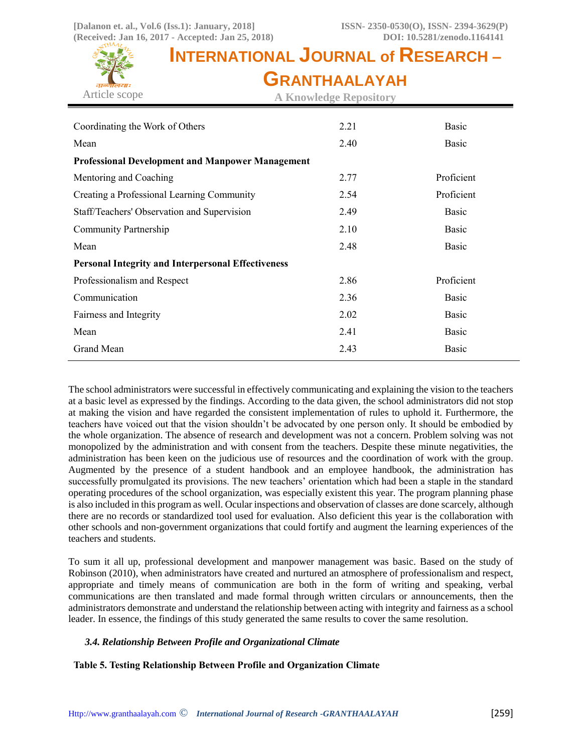| | | |
|---|---|---|
| Coordinating the Work of Others | 2.21 | Basic |
| Mean | 2.40 | Basic |
| **Professional Development and Manpower Management** | | |
| Mentoring and Coaching | 2.77 | Proficient |
| Creating a Professional Learning Community | 2.54 | Proficient |
| Staff/Teachers' Observation and Supervision | 2.49 | Basic |
| Community Partnership | 2.10 | Basic |
| Mean | 2.48 | Basic |
| **Personal Integrity and Interpersonal Effectiveness** | | |
| Professionalism and Respect | 2.86 | Proficient |
| Communication | 2.36 | Basic |
| Fairness and Integrity | 2.02 | Basic |
| Mean | 2.41 | Basic |
| Grand Mean | 2.43 | Basic |

The school administrators were successful in effectively communicating and explaining the vision to the teachers at a basic level as expressed by the findings. According to the data given, the school administrators did not stop at making the vision and have regarded the consistent implementation of rules to uphold it. Furthermore, the teachers have voiced out that the vision shouldn't be advocated by one person only. It should be embodied by the whole organization. The absence of research and development was not a concern. Problem solving was not monopolized by the administration and with consent from the teachers. Despite these minute negativities, the administration has been keen on the judicious use of resources and the coordination of work with the group. Augmented by the presence of a student handbook and an employee handbook, the administration has successfully promulgated its provisions. The new teachers' orientation which had been a staple in the standard operating procedures of the school organization, was especially existent this year. The program planning phase is also included in this program as well. Ocular inspections and observation of classes are done scarcely, although there are no records or standardized tool used for evaluation. Also deficient this year is the collaboration with other schools and non-government organizations that could fortify and augment the learning experiences of the teachers and students.

To sum it all up, professional development and manpower management was basic. Based on the study of Robinson (2010), when administrators have created and nurtured an atmosphere of professionalism and respect, appropriate and timely means of communication are both in the form of writing and speaking, verbal communications are then translated and made formal through written circulars or announcements, then the administrators demonstrate and understand the relationship between acting with integrity and fairness as a school leader. In essence, the findings of this study generated the same results to cover the same resolution.

### *3.4. Relationship Between Profile and Organizational Climate*

**Table 5. Testing Relationship Between Profile and Organization Climate**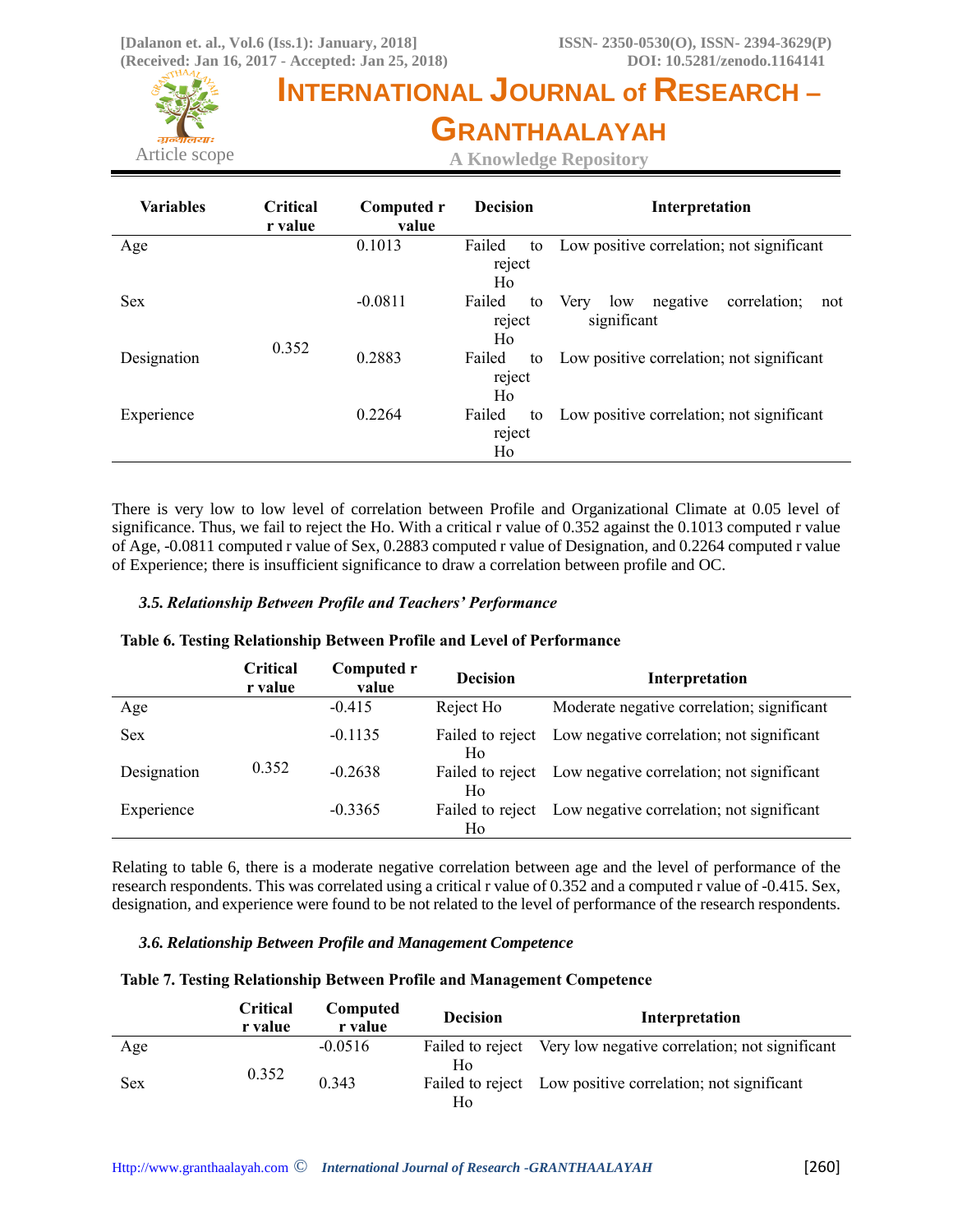| Variables | Critical r value | Computed r value | Decision | Interpretation |
|---|---|---|---|---|
| Age | 0.352 | 0.1013 | Failed to reject Ho | Low positive correlation; not significant |
| Sex | | -0.0811 | Failed to reject Ho | Very low negative correlation; not significant |
| Designation | | 0.2883 | Failed to reject Ho | Low positive correlation; not significant |
| Experience | | 0.2264 | Failed to reject Ho | Low positive correlation; not significant |

There is very low to low level of correlation between Profile and Organizational Climate at 0.05 level of significance. Thus, we fail to reject the Ho. With a critical r value of 0.352 against the 0.1013 computed r value of Age, -0.0811 computed r value of Sex, 0.2883 computed r value of Designation, and 0.2264 computed r value of Experience; there is insufficient significance to draw a correlation between profile and OC.

### *3.5. Relationship Between Profile and Teachers' Performance*

**Table 6. Testing Relationship Between Profile and Level of Performance**

| | Critical r value | Computed r value | Decision | Interpretation |
|---|---|---|---|---|
| Age | 0.352 | -0.415 | Reject Ho | Moderate negative correlation; significant |
| Sex | | -0.1135 | Failed to reject Ho | Low negative correlation; not significant |
| Designation | | -0.2638 | Failed to reject Ho | Low negative correlation; not significant |
| Experience | | -0.3365 | Failed to reject Ho | Low negative correlation; not significant |

Relating to table 6, there is a moderate negative correlation between age and the level of performance of the research respondents. This was correlated using a critical r value of 0.352 and a computed r value of -0.415. Sex, designation, and experience were found to be not related to the level of performance of the research respondents.

### *3.6. Relationship Between Profile and Management Competence*

**Table 7. Testing Relationship Between Profile and Management Competence**

| | Critical r value | Computed r value | Decision | Interpretation |
|---|---|---|---|---|
| Age | 0.352 | -0.0516 | Failed to reject Ho | Very low negative correlation; not significant |
| Sex | | 0.343 | Failed to reject Ho | Low positive correlation; not significant |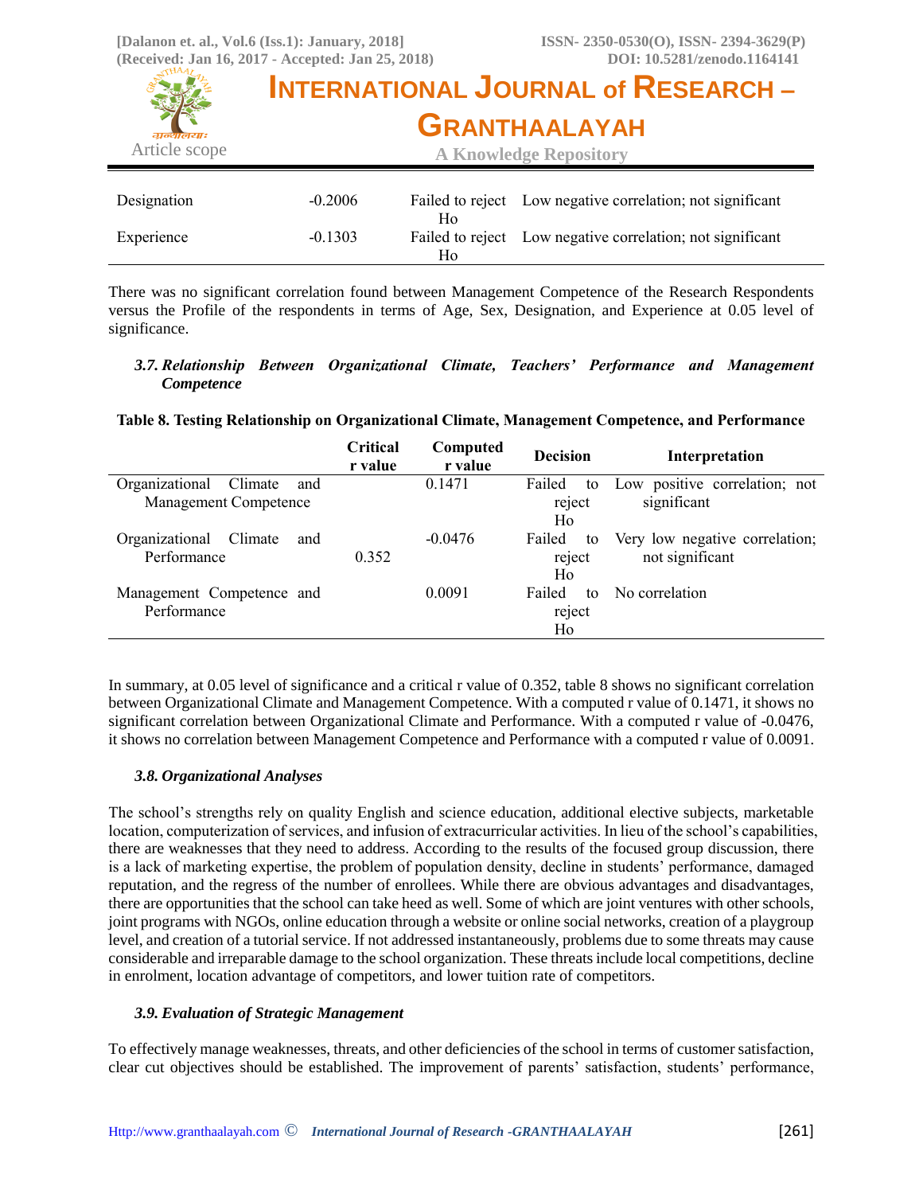| Designation | -0.2006 | Failed to reject Ho | Low negative correlation; not significant |
|---|---|---|---|
| Experience | -0.1303 | Failed to reject Ho | Low negative correlation; not significant |

There was no significant correlation found between Management Competence of the Research Respondents versus the Profile of the respondents in terms of Age, Sex, Designation, and Experience at 0.05 level of significance.

### *3.7. Relationship Between Organizational Climate, Teachers' Performance and Management Competence*

**Table 8. Testing Relationship on Organizational Climate, Management Competence, and Performance**

| | Critical r value | Computed r value | Decision | Interpretation |
|---|---|---|---|---|
| Organizational Climate and Management Competence | 0.352 | 0.1471 | Failed to reject Ho | Low positive correlation; not significant |
| Organizational Climate and Performance | | -0.0476 | Failed to reject Ho | Very low negative correlation; not significant |
| Management Competence and Performance | | 0.0091 | Failed to reject Ho | No correlation |

In summary, at 0.05 level of significance and a critical r value of 0.352, table 8 shows no significant correlation between Organizational Climate and Management Competence. With a computed r value of 0.1471, it shows no significant correlation between Organizational Climate and Performance. With a computed r value of -0.0476, it shows no correlation between Management Competence and Performance with a computed r value of 0.0091.

### *3.8. Organizational Analyses*

The school's strengths rely on quality English and science education, additional elective subjects, marketable location, computerization of services, and infusion of extracurricular activities. In lieu of the school's capabilities, there are weaknesses that they need to address. According to the results of the focused group discussion, there is a lack of marketing expertise, the problem of population density, decline in students' performance, damaged reputation, and the regress of the number of enrollees. While there are obvious advantages and disadvantages, there are opportunities that the school can take heed as well. Some of which are joint ventures with other schools, joint programs with NGOs, online education through a website or online social networks, creation of a playgroup level, and creation of a tutorial service. If not addressed instantaneously, problems due to some threats may cause considerable and irreparable damage to the school organization. These threats include local competitions, decline in enrolment, location advantage of competitors, and lower tuition rate of competitors.

### *3.9. Evaluation of Strategic Management*

To effectively manage weaknesses, threats, and other deficiencies of the school in terms of customer satisfaction, clear cut objectives should be established. The improvement of parents' satisfaction, students' performance,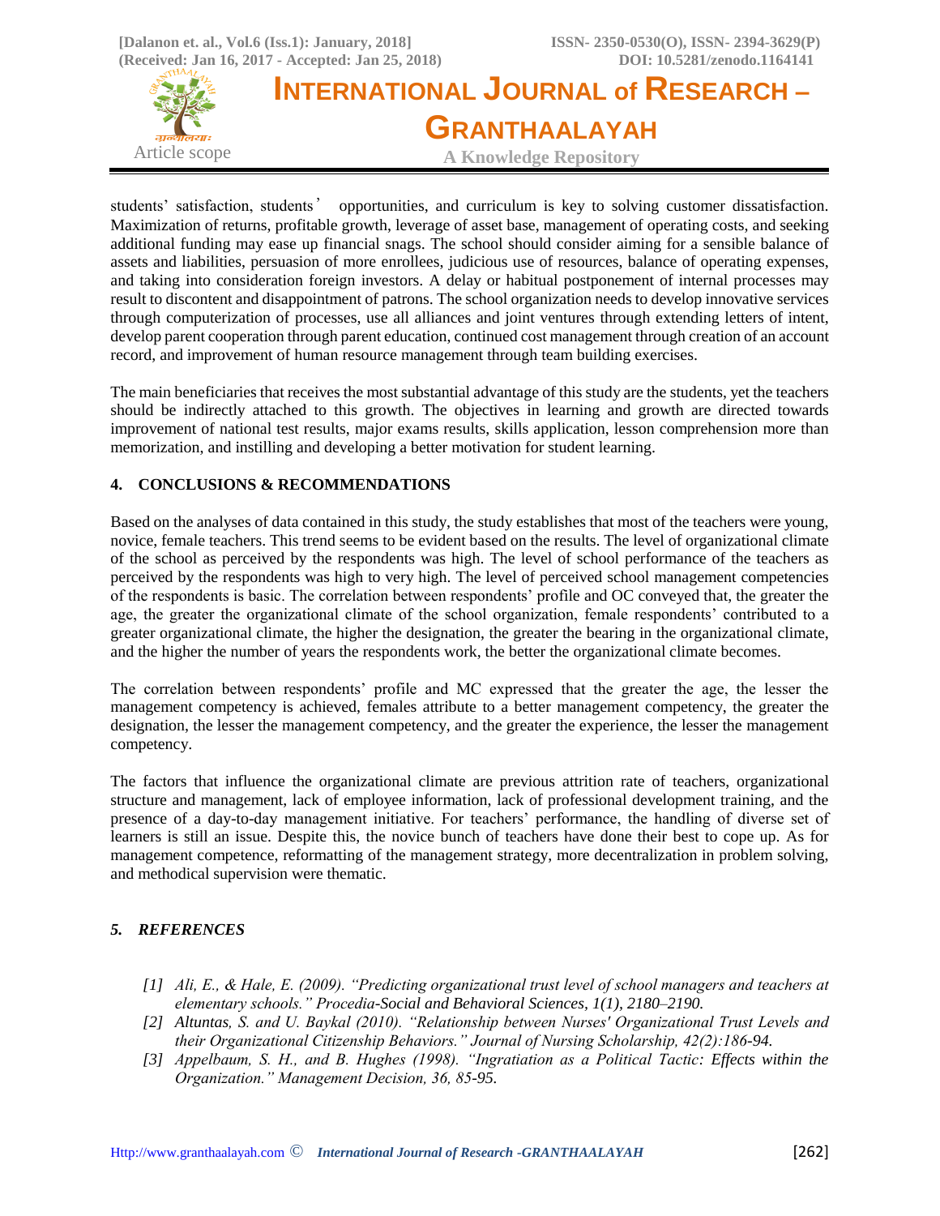students' satisfaction, students' opportunities, and curriculum is key to solving customer dissatisfaction. Maximization of returns, profitable growth, leverage of asset base, management of operating costs, and seeking additional funding may ease up financial snags. The school should consider aiming for a sensible balance of assets and liabilities, persuasion of more enrollees, judicious use of resources, balance of operating expenses, and taking into consideration foreign investors. A delay or habitual postponement of internal processes may result to discontent and disappointment of patrons. The school organization needs to develop innovative services through computerization of processes, use all alliances and joint ventures through extending letters of intent, develop parent cooperation through parent education, continued cost management through creation of an account record, and improvement of human resource management through team building exercises.

The main beneficiaries that receives the most substantial advantage of this study are the students, yet the teachers should be indirectly attached to this growth. The objectives in learning and growth are directed towards improvement of national test results, major exams results, skills application, lesson comprehension more than memorization, and instilling and developing a better motivation for student learning.

## 4. CONCLUSIONS & RECOMMENDATIONS

Based on the analyses of data contained in this study, the study establishes that most of the teachers were young, novice, female teachers. This trend seems to be evident based on the results. The level of organizational climate of the school as perceived by the respondents was high. The level of school performance of the teachers as perceived by the respondents was high to very high. The level of perceived school management competencies of the respondents is basic. The correlation between respondents' profile and OC conveyed that, the greater the age, the greater the organizational climate of the school organization, female respondents' contributed to a greater organizational climate, the higher the designation, the greater the bearing in the organizational climate, and the higher the number of years the respondents work, the better the organizational climate becomes.

The correlation between respondents' profile and MC expressed that the greater the age, the lesser the management competency is achieved, females attribute to a better management competency, the greater the designation, the lesser the management competency, and the greater the experience, the lesser the management competency.

The factors that influence the organizational climate are previous attrition rate of teachers, organizational structure and management, lack of employee information, lack of professional development training, and the presence of a day-to-day management initiative. For teachers' performance, the handling of diverse set of learners is still an issue. Despite this, the novice bunch of teachers have done their best to cope up. As for management competence, reformatting of the management strategy, more decentralization in problem solving, and methodical supervision were thematic.

## *5. REFERENCES*

- *[1] Ali, E., & Hale, E. (2009). "Predicting organizational trust level of school managers and teachers at elementary schools." Procedia-Social and Behavioral Sciences, 1(1), 2180–2190.*
- *[2] Altuntas, S. and U. Baykal (2010). "Relationship between Nurses' Organizational Trust Levels and their Organizational Citizenship Behaviors." Journal of Nursing Scholarship, 42(2):186-94.*
- *[3] Appelbaum, S. H., and B. Hughes (1998). "Ingratiation as a Political Tactic: Effects within the Organization." Management Decision, 36, 85-95.*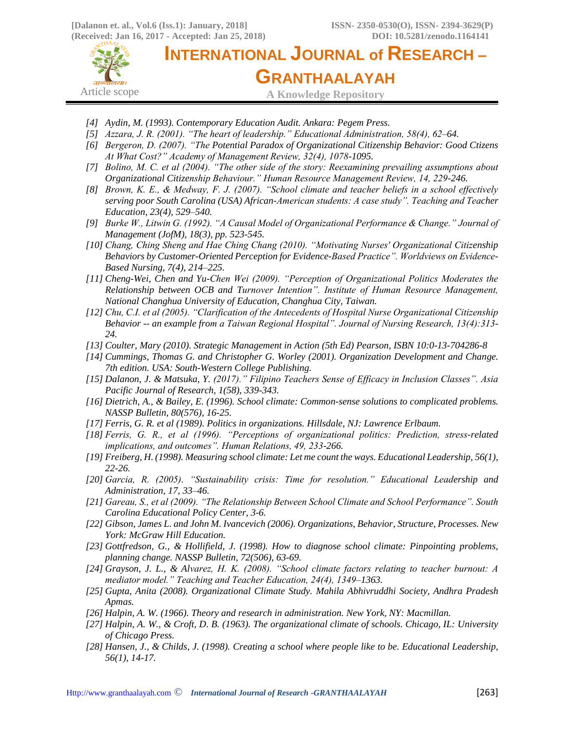- [4] *Aydin, M. (1993). Contemporary Education Audit. Ankara: Pegem Press.*
- [5] *Azzara, J. R. (2001). "The heart of leadership." Educational Administration, 58(4), 62–64.*
- [6] *Bergeron, D. (2007). "The Potential Paradox of Organizational Citizenship Behavior: Good Ctizens At What Cost?" Academy of Management Review, 32(4), 1078-1095.*
- [7] *Bolino, M. C. et al (2004). "The other side of the story: Reexamining prevailing assumptions about Organizational Citizenship Behaviour." Human Resource Management Review, 14, 229-246.*
- [8] *Brown, K. E., & Medway, F. J. (2007). "School climate and teacher beliefs in a school effectively serving poor South Carolina (USA) African-American students: A case study". Teaching and Teacher Education, 23(4), 529–540.*
- [9] *Burke W., Litwin G. (1992). "A Causal Model of Organizational Performance & Change." Journal of Management (JofM), 18(3), pp. 523-545.*
- [10] *Chang, Ching Sheng and Hae Ching Chang (2010). "Motivating Nurses' Organizational Citizenship Behaviors by Customer-Oriented Perception for Evidence-Based Practice". Worldviews on Evidence-Based Nursing, 7(4), 214–225.*
- [11] *Cheng-Wei, Chen and Yu-Chen Wei (2009). "Perception of Organizational Politics Moderates the Relationship between OCB and Turnover Intention". Institute of Human Resource Management, National Changhua University of Education, Changhua City, Taiwan.*
- [12] *Chu, C.I. et al (2005). "Clarification of the Antecedents of Hospital Nurse Organizational Citizenship Behavior -- an example from a Taiwan Regional Hospital". Journal of Nursing Research, 13(4):313-24.*
- [13] *Coulter, Mary (2010). Strategic Management in Action (5th Ed) Pearson, ISBN 10:0-13-704286-8*
- [14] *Cummings, Thomas G. and Christopher G. Worley (2001). Organization Development and Change. 7th edition. USA: South-Western College Publishing.*
- [15] *Dalanon, J. & Matsuka, Y. (2017)." Filipino Teachers Sense of Efficacy in Inclusion Classes". Asia Pacific Journal of Research, 1(58), 339-343.*
- [16] *Dietrich, A., & Bailey, E. (1996). School climate: Common-sense solutions to complicated problems. NASSP Bulletin, 80(576), 16-25.*
- [17] *Ferris, G. R. et al (1989). Politics in organizations. Hillsdale, NJ: Lawrence Erlbaum.*
- [18] *Ferris, G. R., et al (1996). "Perceptions of organizational politics: Prediction, stress-related implications, and outcomes". Human Relations, 49, 233-266.*
- [19] *Freiberg, H. (1998). Measuring school climate: Let me count the ways. Educational Leadership, 56(1), 22-26.*
- [20] *Garcia, R. (2005). "Sustainability crisis: Time for resolution." Educational Leadership and Administration, 17, 33–46.*
- [21] *Gareau, S., et al (2009). "The Relationship Between School Climate and School Performance". South Carolina Educational Policy Center, 3-6.*
- [22] *Gibson, James L. and John M. Ivancevich (2006). Organizations, Behavior, Structure, Processes. New York: McGraw Hill Education.*
- [23] *Gottfredson, G., & Hollifield, J. (1998). How to diagnose school climate: Pinpointing problems, planning change. NASSP Bulletin, 72(506), 63-69.*
- [24] *Grayson, J. L., & Alvarez, H. K. (2008). "School climate factors relating to teacher burnout: A mediator model." Teaching and Teacher Education, 24(4), 1349–1363.*
- [25] *Gupta, Anita (2008). Organizational Climate Study. Mahila Abhivruddhi Society, Andhra Pradesh Apmas.*
- [26] *Halpin, A. W. (1966). Theory and research in administration. New York, NY: Macmillan.*
- [27] *Halpin, A. W., & Croft, D. B. (1963). The organizational climate of schools. Chicago, IL: University of Chicago Press.*
- [28] *Hansen, J., & Childs, J. (1998). Creating a school where people like to be. Educational Leadership, 56(1), 14-17.*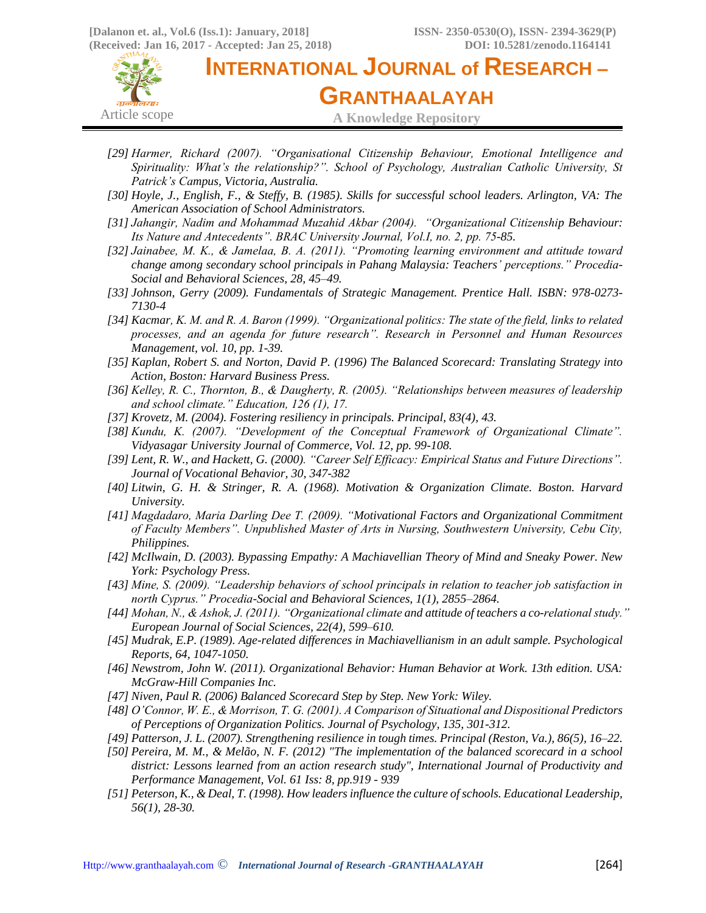[29] Harmer, Richard (2007). "Organisational Citizenship Behaviour, Emotional Intelligence and Spirituality: What's the relationship?". School of Psychology, Australian Catholic University, St Patrick's Campus, Victoria, Australia.

[30] Hoyle, J., English, F., & Steffy, B. (1985). Skills for successful school leaders. Arlington, VA: The American Association of School Administrators.

[31] Jahangir, Nadim and Mohammad Muzahid Akbar (2004). "Organizational Citizenship Behaviour: Its Nature and Antecedents". BRAC University Journal, Vol.I, no. 2, pp. 75-85.

[32] Jainabee, M. K., & Jamelaa, B. A. (2011). "Promoting learning environment and attitude toward change among secondary school principals in Pahang Malaysia: Teachers' perceptions." Procedia-Social and Behavioral Sciences, 28, 45–49.

[33] Johnson, Gerry (2009). Fundamentals of Strategic Management. Prentice Hall. ISBN: 978-0273-7130-4

[34] Kacmar, K. M. and R. A. Baron (1999). "Organizational politics: The state of the field, links to related processes, and an agenda for future research". Research in Personnel and Human Resources Management, vol. 10, pp. 1-39.

[35] Kaplan, Robert S. and Norton, David P. (1996) The Balanced Scorecard: Translating Strategy into Action, Boston: Harvard Business Press.

[36] Kelley, R. C., Thornton, B., & Daugherty, R. (2005). "Relationships between measures of leadership and school climate." Education, 126 (1), 17.

[37] Krovetz, M. (2004). Fostering resiliency in principals. Principal, 83(4), 43.

[38] Kundu, K. (2007). "Development of the Conceptual Framework of Organizational Climate". Vidyasagar University Journal of Commerce, Vol. 12, pp. 99-108.

[39] Lent, R. W., and Hackett, G. (2000). "Career Self Efficacy: Empirical Status and Future Directions". Journal of Vocational Behavior, 30, 347-382

[40] Litwin, G. H. & Stringer, R. A. (1968). Motivation & Organization Climate. Boston. Harvard University.

[41] Magdadaro, Maria Darling Dee T. (2009). "Motivational Factors and Organizational Commitment of Faculty Members". Unpublished Master of Arts in Nursing, Southwestern University, Cebu City, Philippines.

[42] McIlwain, D. (2003). Bypassing Empathy: A Machiavellian Theory of Mind and Sneaky Power. New York: Psychology Press.

[43] Mine, S. (2009). "Leadership behaviors of school principals in relation to teacher job satisfaction in north Cyprus." Procedia-Social and Behavioral Sciences, 1(1), 2855–2864.

[44] Mohan, N., & Ashok, J. (2011). "Organizational climate and attitude of teachers a co-relational study." European Journal of Social Sciences, 22(4), 599–610.

[45] Mudrak, E.P. (1989). Age-related differences in Machiavellianism in an adult sample. Psychological Reports, 64, 1047-1050.

[46] Newstrom, John W. (2011). Organizational Behavior: Human Behavior at Work. 13th edition. USA: McGraw-Hill Companies Inc.

[47] Niven, Paul R. (2006) Balanced Scorecard Step by Step. New York: Wiley.

[48] O'Connor, W. E., & Morrison, T. G. (2001). A Comparison of Situational and Dispositional Predictors of Perceptions of Organization Politics. Journal of Psychology, 135, 301-312.

[49] Patterson, J. L. (2007). Strengthening resilience in tough times. Principal (Reston, Va.), 86(5), 16–22.

[50] Pereira, M. M., & Melão, N. F. (2012) "The implementation of the balanced scorecard in a school district: Lessons learned from an action research study", International Journal of Productivity and Performance Management, Vol. 61 Iss: 8, pp.919 - 939

[51] Peterson, K., & Deal, T. (1998). How leaders influence the culture of schools. Educational Leadership, 56(1), 28-30.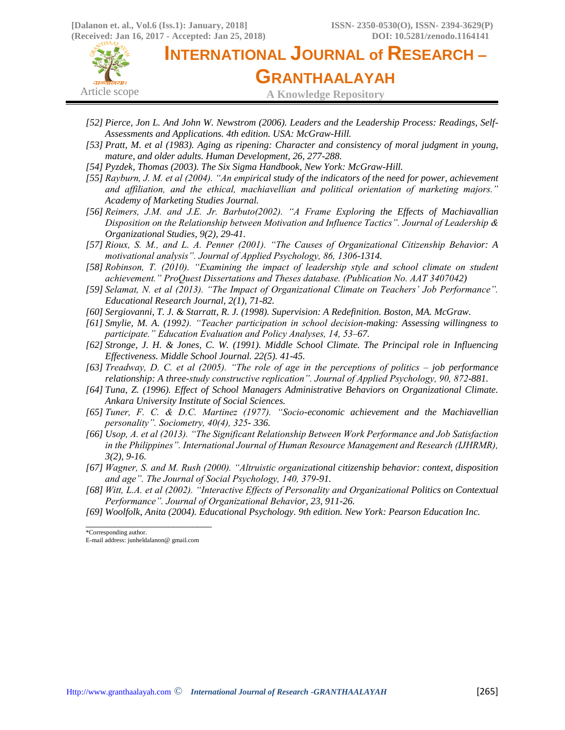[52] *Pierce, Jon L. And John W. Newstrom (2006). Leaders and the Leadership Process: Readings, Self-Assessments and Applications. 4th edition. USA: McGraw-Hill.*

[53] *Pratt, M. et al (1983). Aging as ripening: Character and consistency of moral judgment in young, mature, and older adults. Human Development, 26, 277-288.*

[54] *Pyzdek, Thomas (2003). The Six Sigma Handbook, New York: McGraw-Hill.*

[55] *Rayburn, J. M. et al (2004). "An empirical study of the indicators of the need for power, achievement and affiliation, and the ethical, machiavellian and political orientation of marketing majors." Academy of Marketing Studies Journal.*

[56] *Reimers, J.M. and J.E. Jr. Barbuto(2002). "A Frame Exploring the Effects of Machiavallian Disposition on the Relationship between Motivation and Influence Tactics". Journal of Leadership & Organizational Studies, 9(2), 29-41.*

[57] *Rioux, S. M., and L. A. Penner (2001). "The Causes of Organizational Citizenship Behavior: A motivational analysis". Journal of Applied Psychology, 86, 1306-1314.*

[58] *Robinson, T. (2010). "Examining the impact of leadership style and school climate on student achievement." ProQuest Dissertations and Theses database. (Publication No. AAT 3407042)*

[59] *Selamat, N. et al (2013). "The Impact of Organizational Climate on Teachers' Job Performance". Educational Research Journal, 2(1), 71-82.*

[60] *Sergiovanni, T. J. & Starratt, R. J. (1998). Supervision: A Redefinition. Boston, MA. McGraw.*

[61] *Smylie, M. A. (1992). "Teacher participation in school decision-making: Assessing willingness to participate." Education Evaluation and Policy Analyses, 14, 53–67.*

[62] *Stronge, J. H. & Jones, C. W. (1991). Middle School Climate. The Principal role in Influencing Effectiveness. Middle School Journal. 22(5). 41-45.*

[63] *Treadway, D. C. et al (2005). "The role of age in the perceptions of politics – job performance relationship: A three-study constructive replication". Journal of Applied Psychology, 90, 872-881.*

[64] *Tuna, Z. (1996). Effect of School Managers Administrative Behaviors on Organizational Climate. Ankara University Institute of Social Sciences.*

[65] *Tuner, F. C. & D.C. Martinez (1977). "Socio-economic achievement and the Machiavellian personality". Sociometry, 40(4), 325- 336.*

[66] *Usop, A. et al (2013). "The Significant Relationship Between Work Performance and Job Satisfaction in the Philippines". International Journal of Human Resource Management and Research (IJHRMR), 3(2), 9-16.*

[67] *Wagner, S. and M. Rush (2000). "Altruistic organizational citizenship behavior: context, disposition and age". The Journal of Social Psychology, 140, 379-91.*

[68] *Witt, L.A. et al (2002). "Interactive Effects of Personality and Organizational Politics on Contextual Performance". Journal of Organizational Behavior, 23, 911-26.*

[69] *Woolfolk, Anita (2004). Educational Psychology. 9th edition. New York: Pearson Education Inc.*

---

*Corresponding author.
E-mail address: junheldalanon@ gmail.com